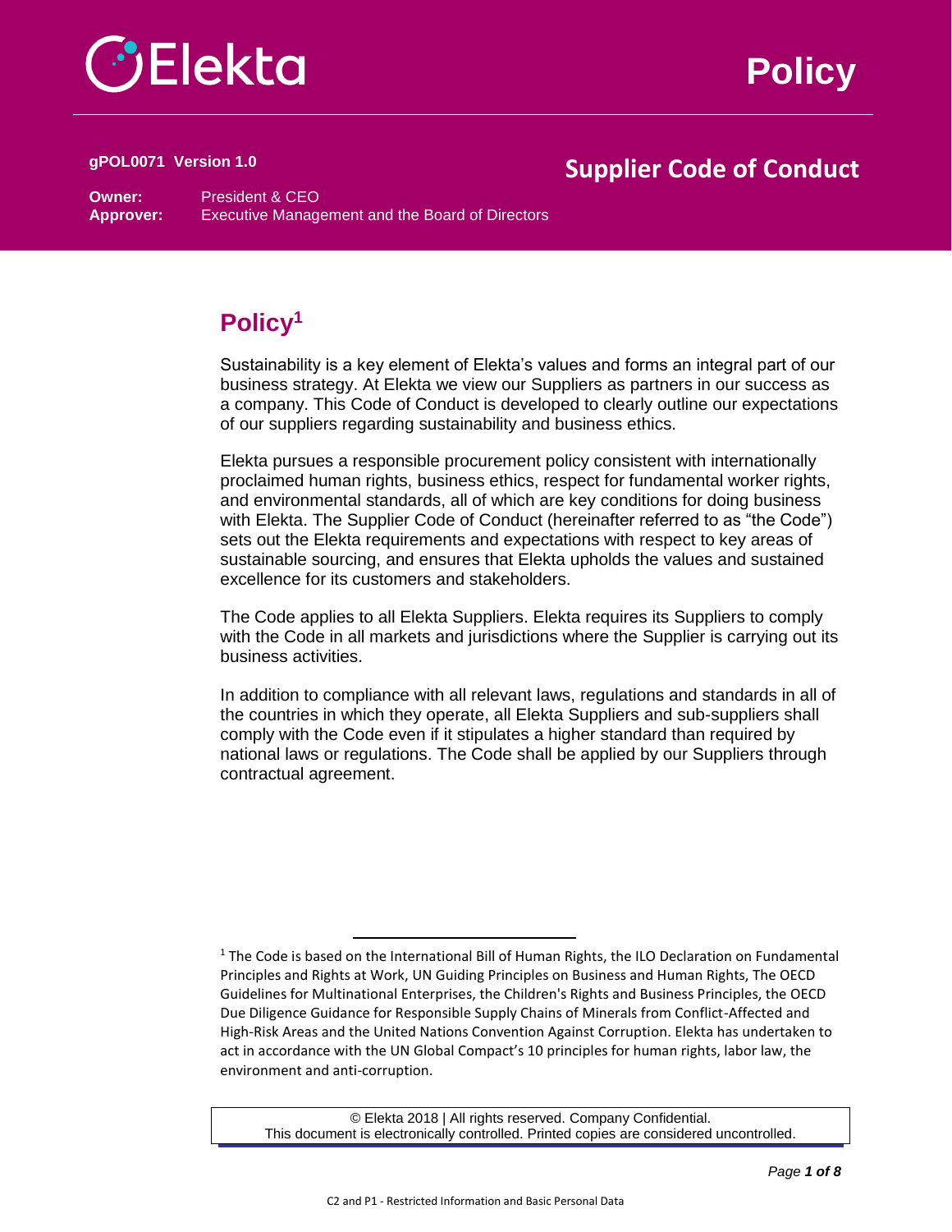# Policy

**gPOL0071 Version 1.0**

## Supplier Code of Conduct

**Owner:** President & CEO
**Approver:** Executive Management and the Board of Directors

## Policy[1]

Sustainability is a key element of Elekta's values and forms an integral part of our business strategy. At Elekta we view our Suppliers as partners in our success as a company. This Code of Conduct is developed to clearly outline our expectations of our suppliers regarding sustainability and business ethics.

Elekta pursues a responsible procurement policy consistent with internationally proclaimed human rights, business ethics, respect for fundamental worker rights, and environmental standards, all of which are key conditions for doing business with Elekta. The Supplier Code of Conduct (hereinafter referred to as "the Code") sets out the Elekta requirements and expectations with respect to key areas of sustainable sourcing, and ensures that Elekta upholds the values and sustained excellence for its customers and stakeholders.

The Code applies to all Elekta Suppliers. Elekta requires its Suppliers to comply with the Code in all markets and jurisdictions where the Supplier is carrying out its business activities.

In addition to compliance with all relevant laws, regulations and standards in all of the countries in which they operate, all Elekta Suppliers and sub-suppliers shall comply with the Code even if it stipulates a higher standard than required by national laws or regulations. The Code shall be applied by our Suppliers through contractual agreement.

[1] The Code is based on the International Bill of Human Rights, the ILO Declaration on Fundamental Principles and Rights at Work, UN Guiding Principles on Business and Human Rights, The OECD Guidelines for Multinational Enterprises, the Children's Rights and Business Principles, the OECD Due Diligence Guidance for Responsible Supply Chains of Minerals from Conflict-Affected and High-Risk Areas and the United Nations Convention Against Corruption. Elekta has undertaken to act in accordance with the UN Global Compact's 10 principles for human rights, labor law, the environment and anti-corruption.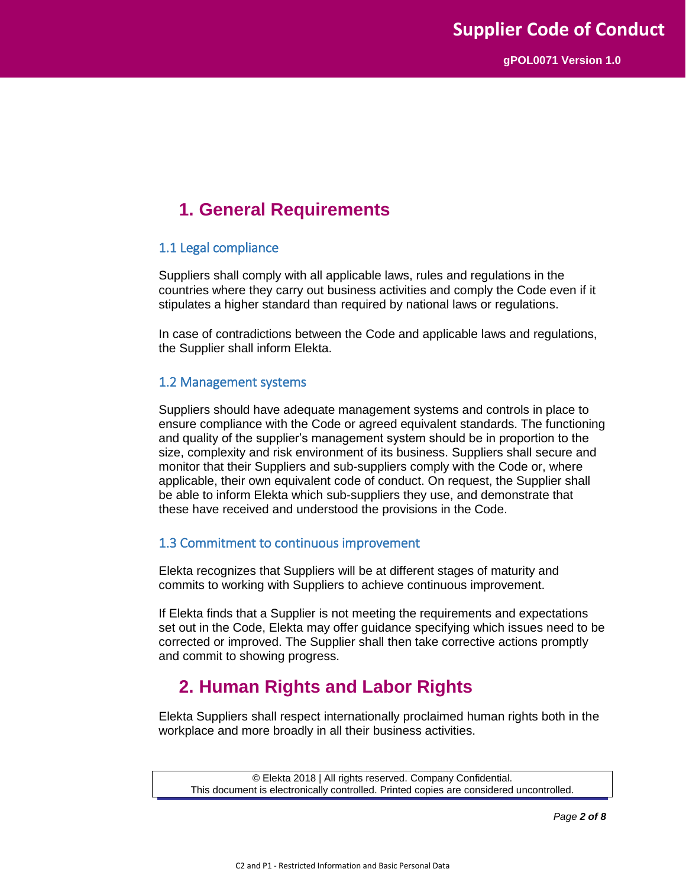# 1. General Requirements

## 1.1 Legal compliance

Suppliers shall comply with all applicable laws, rules and regulations in the countries where they carry out business activities and comply the Code even if it stipulates a higher standard than required by national laws or regulations.

In case of contradictions between the Code and applicable laws and regulations, the Supplier shall inform Elekta.

## 1.2 Management systems

Suppliers should have adequate management systems and controls in place to ensure compliance with the Code or agreed equivalent standards. The functioning and quality of the supplier's management system should be in proportion to the size, complexity and risk environment of its business. Suppliers shall secure and monitor that their Suppliers and sub-suppliers comply with the Code or, where applicable, their own equivalent code of conduct. On request, the Supplier shall be able to inform Elekta which sub-suppliers they use, and demonstrate that these have received and understood the provisions in the Code.

## 1.3 Commitment to continuous improvement

Elekta recognizes that Suppliers will be at different stages of maturity and commits to working with Suppliers to achieve continuous improvement.

If Elekta finds that a Supplier is not meeting the requirements and expectations set out in the Code, Elekta may offer guidance specifying which issues need to be corrected or improved. The Supplier shall then take corrective actions promptly and commit to showing progress.

# 2. Human Rights and Labor Rights

Elekta Suppliers shall respect internationally proclaimed human rights both in the workplace and more broadly in all their business activities.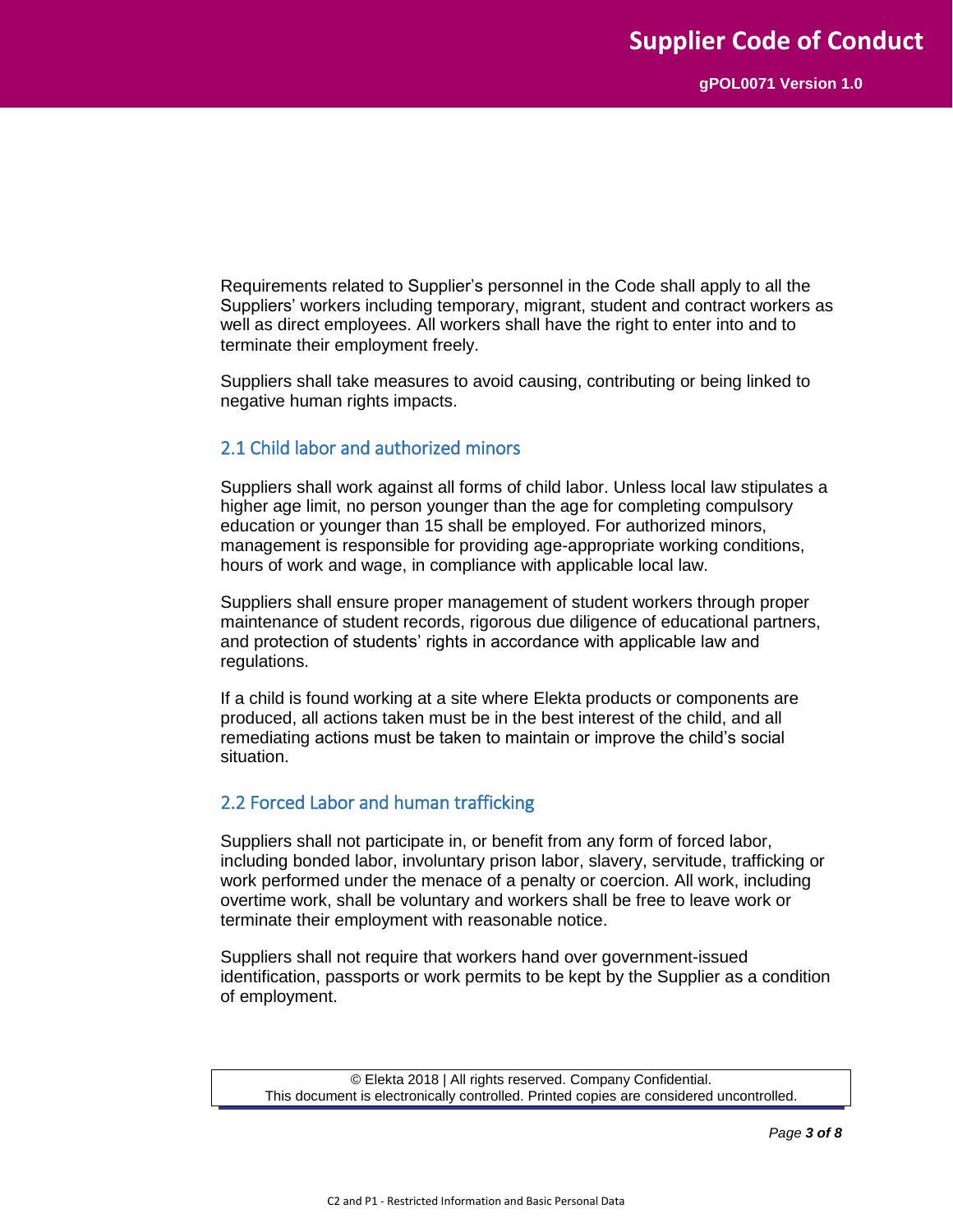Requirements related to Supplier's personnel in the Code shall apply to all the Suppliers' workers including temporary, migrant, student and contract workers as well as direct employees. All workers shall have the right to enter into and to terminate their employment freely.

Suppliers shall take measures to avoid causing, contributing or being linked to negative human rights impacts.

## 2.1 Child labor and authorized minors

Suppliers shall work against all forms of child labor. Unless local law stipulates a higher age limit, no person younger than the age for completing compulsory education or younger than 15 shall be employed. For authorized minors, management is responsible for providing age-appropriate working conditions, hours of work and wage, in compliance with applicable local law.

Suppliers shall ensure proper management of student workers through proper maintenance of student records, rigorous due diligence of educational partners, and protection of students' rights in accordance with applicable law and regulations.

If a child is found working at a site where Elekta products or components are produced, all actions taken must be in the best interest of the child, and all remediating actions must be taken to maintain or improve the child's social situation.

## 2.2 Forced Labor and human trafficking

Suppliers shall not participate in, or benefit from any form of forced labor, including bonded labor, involuntary prison labor, slavery, servitude, trafficking or work performed under the menace of a penalty or coercion. All work, including overtime work, shall be voluntary and workers shall be free to leave work or terminate their employment with reasonable notice.

Suppliers shall not require that workers hand over government-issued identification, passports or work permits to be kept by the Supplier as a condition of employment.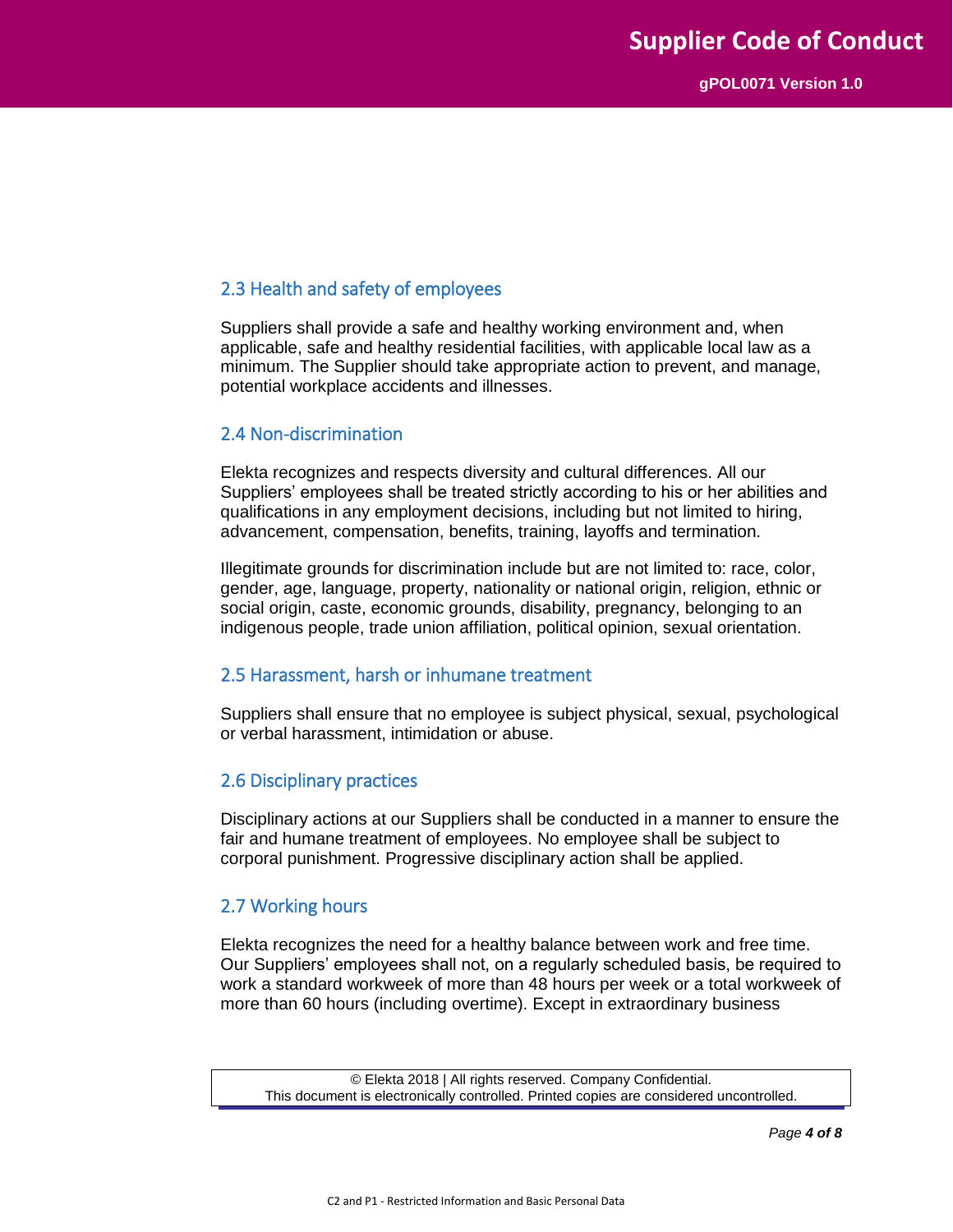## 2.3 Health and safety of employees

Suppliers shall provide a safe and healthy working environment and, when applicable, safe and healthy residential facilities, with applicable local law as a minimum. The Supplier should take appropriate action to prevent, and manage, potential workplace accidents and illnesses.

## 2.4 Non-discrimination

Elekta recognizes and respects diversity and cultural differences. All our Suppliers' employees shall be treated strictly according to his or her abilities and qualifications in any employment decisions, including but not limited to hiring, advancement, compensation, benefits, training, layoffs and termination.

Illegitimate grounds for discrimination include but are not limited to: race, color, gender, age, language, property, nationality or national origin, religion, ethnic or social origin, caste, economic grounds, disability, pregnancy, belonging to an indigenous people, trade union affiliation, political opinion, sexual orientation.

## 2.5 Harassment, harsh or inhumane treatment

Suppliers shall ensure that no employee is subject physical, sexual, psychological or verbal harassment, intimidation or abuse.

## 2.6 Disciplinary practices

Disciplinary actions at our Suppliers shall be conducted in a manner to ensure the fair and humane treatment of employees. No employee shall be subject to corporal punishment. Progressive disciplinary action shall be applied.

## 2.7 Working hours

Elekta recognizes the need for a healthy balance between work and free time. Our Suppliers' employees shall not, on a regularly scheduled basis, be required to work a standard workweek of more than 48 hours per week or a total workweek of more than 60 hours (including overtime). Except in extraordinary business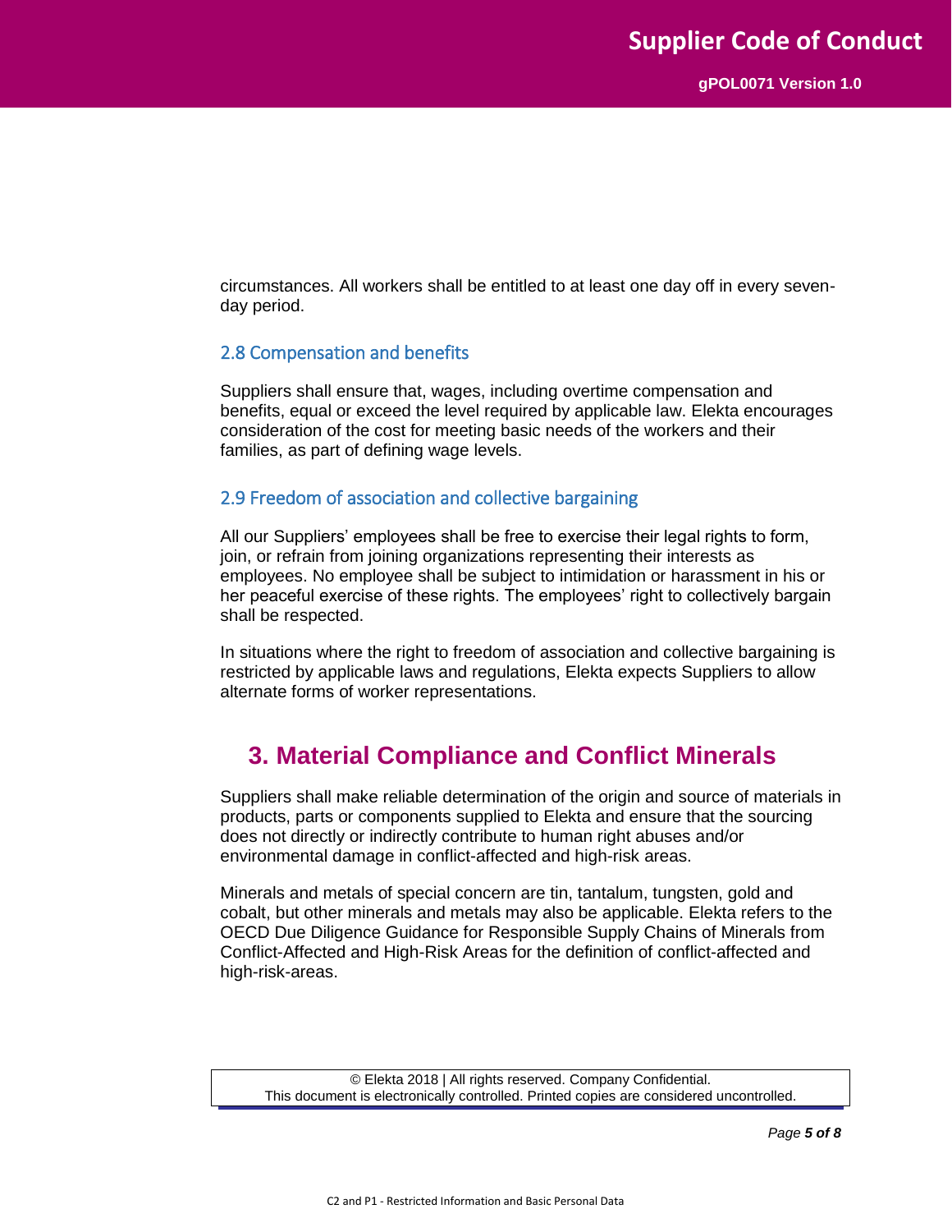circumstances. All workers shall be entitled to at least one day off in every seven-day period.

### 2.8 Compensation and benefits

Suppliers shall ensure that, wages, including overtime compensation and benefits, equal or exceed the level required by applicable law. Elekta encourages consideration of the cost for meeting basic needs of the workers and their families, as part of defining wage levels.

### 2.9 Freedom of association and collective bargaining

All our Suppliers' employees shall be free to exercise their legal rights to form, join, or refrain from joining organizations representing their interests as employees. No employee shall be subject to intimidation or harassment in his or her peaceful exercise of these rights. The employees' right to collectively bargain shall be respected.

In situations where the right to freedom of association and collective bargaining is restricted by applicable laws and regulations, Elekta expects Suppliers to allow alternate forms of worker representations.

## 3. Material Compliance and Conflict Minerals

Suppliers shall make reliable determination of the origin and source of materials in products, parts or components supplied to Elekta and ensure that the sourcing does not directly or indirectly contribute to human right abuses and/or environmental damage in conflict-affected and high-risk areas.

Minerals and metals of special concern are tin, tantalum, tungsten, gold and cobalt, but other minerals and metals may also be applicable. Elekta refers to the OECD Due Diligence Guidance for Responsible Supply Chains of Minerals from Conflict-Affected and High-Risk Areas for the definition of conflict-affected and high-risk-areas.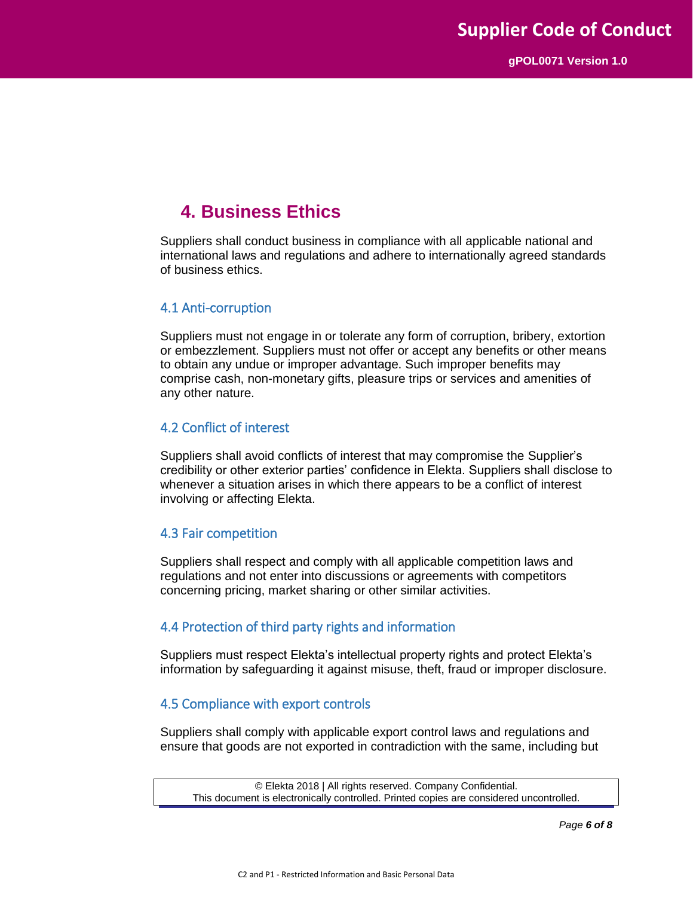# 4. Business Ethics

Suppliers shall conduct business in compliance with all applicable national and international laws and regulations and adhere to internationally agreed standards of business ethics.

## 4.1 Anti-corruption

Suppliers must not engage in or tolerate any form of corruption, bribery, extortion or embezzlement. Suppliers must not offer or accept any benefits or other means to obtain any undue or improper advantage. Such improper benefits may comprise cash, non-monetary gifts, pleasure trips or services and amenities of any other nature.

## 4.2 Conflict of interest

Suppliers shall avoid conflicts of interest that may compromise the Supplier's credibility or other exterior parties' confidence in Elekta. Suppliers shall disclose to whenever a situation arises in which there appears to be a conflict of interest involving or affecting Elekta.

## 4.3 Fair competition

Suppliers shall respect and comply with all applicable competition laws and regulations and not enter into discussions or agreements with competitors concerning pricing, market sharing or other similar activities.

## 4.4 Protection of third party rights and information

Suppliers must respect Elekta's intellectual property rights and protect Elekta's information by safeguarding it against misuse, theft, fraud or improper disclosure.

## 4.5 Compliance with export controls

Suppliers shall comply with applicable export control laws and regulations and ensure that goods are not exported in contradiction with the same, including but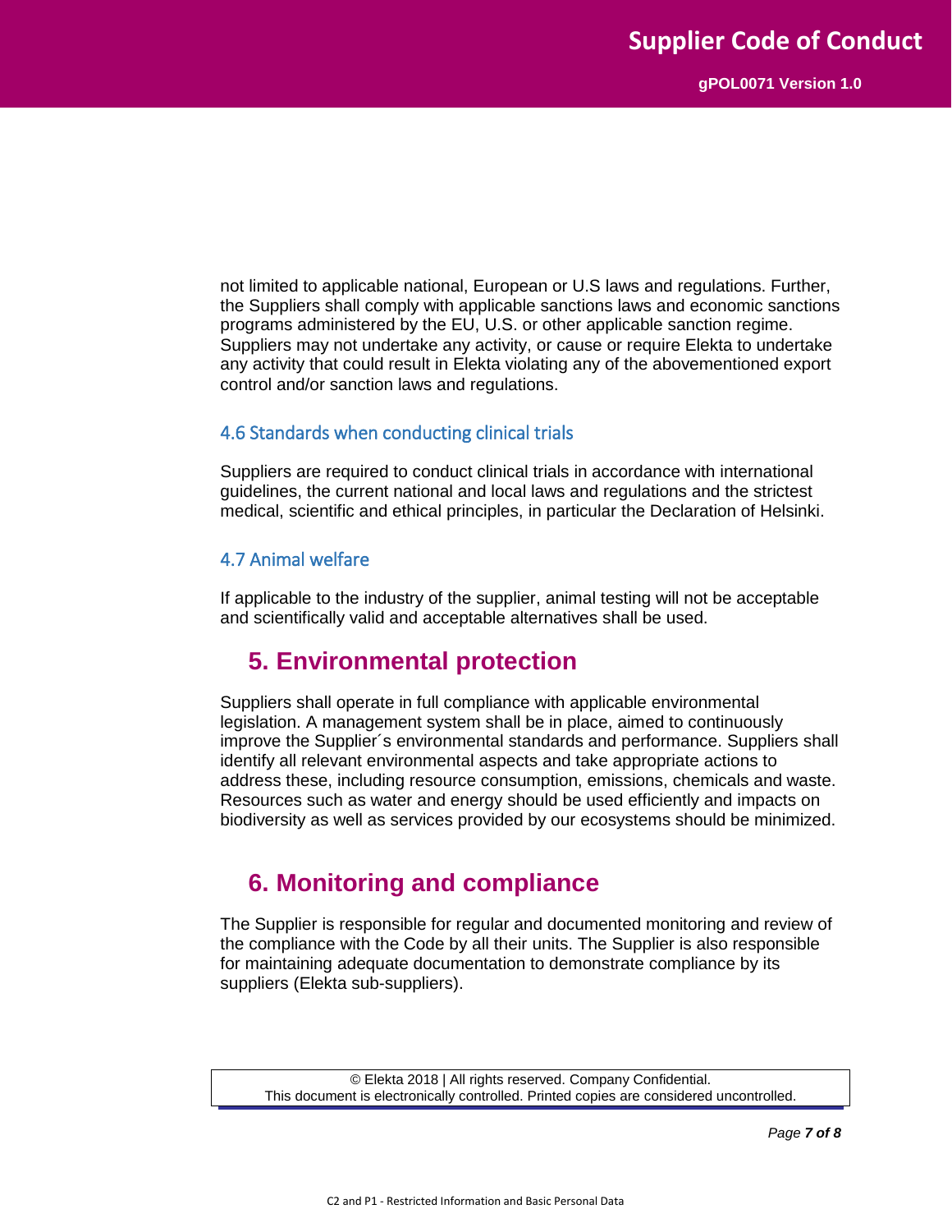not limited to applicable national, European or U.S laws and regulations. Further, the Suppliers shall comply with applicable sanctions laws and economic sanctions programs administered by the EU, U.S. or other applicable sanction regime. Suppliers may not undertake any activity, or cause or require Elekta to undertake any activity that could result in Elekta violating any of the abovementioned export control and/or sanction laws and regulations.

### 4.6 Standards when conducting clinical trials

Suppliers are required to conduct clinical trials in accordance with international guidelines, the current national and local laws and regulations and the strictest medical, scientific and ethical principles, in particular the Declaration of Helsinki.

### 4.7 Animal welfare

If applicable to the industry of the supplier, animal testing will not be acceptable and scientifically valid and acceptable alternatives shall be used.

## 5. Environmental protection

Suppliers shall operate in full compliance with applicable environmental legislation. A management system shall be in place, aimed to continuously improve the Supplier´s environmental standards and performance. Suppliers shall identify all relevant environmental aspects and take appropriate actions to address these, including resource consumption, emissions, chemicals and waste. Resources such as water and energy should be used efficiently and impacts on biodiversity as well as services provided by our ecosystems should be minimized.

## 6. Monitoring and compliance

The Supplier is responsible for regular and documented monitoring and review of the compliance with the Code by all their units. The Supplier is also responsible for maintaining adequate documentation to demonstrate compliance by its suppliers (Elekta sub-suppliers).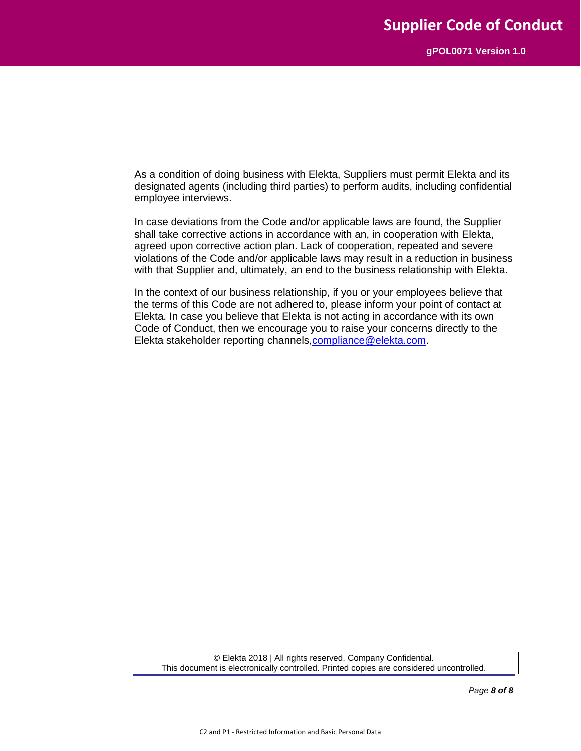As a condition of doing business with Elekta, Suppliers must permit Elekta and its designated agents (including third parties) to perform audits, including confidential employee interviews.

In case deviations from the Code and/or applicable laws are found, the Supplier shall take corrective actions in accordance with an, in cooperation with Elekta, agreed upon corrective action plan. Lack of cooperation, repeated and severe violations of the Code and/or applicable laws may result in a reduction in business with that Supplier and, ultimately, an end to the business relationship with Elekta.

In the context of our business relationship, if you or your employees believe that the terms of this Code are not adhered to, please inform your point of contact at Elekta. In case you believe that Elekta is not acting in accordance with its own Code of Conduct, then we encourage you to raise your concerns directly to the Elekta stakeholder reporting channels,compliance@elekta.com.